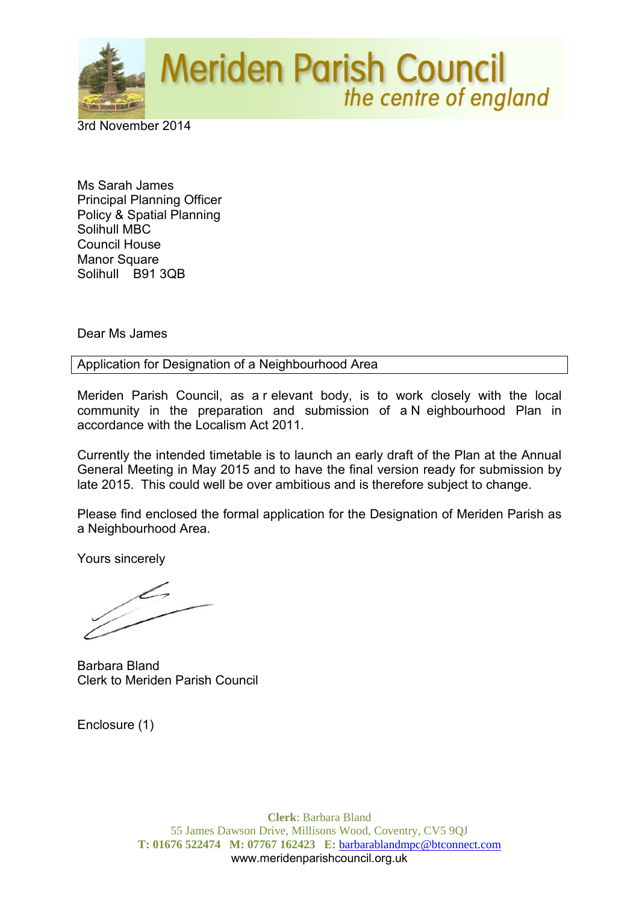# Meriden Parish Council

*the centre of england*

3rd November 2014

Ms Sarah James
Principal Planning Officer
Policy & Spatial Planning
Solihull MBC
Council House
Manor Square
Solihull B91 3QB

Dear Ms James

**Application for Designation of a Neighbourhood Area**

Meriden Parish Council, as a relevant body, is to work closely with the local community in the preparation and submission of a Neighbourhood Plan in accordance with the Localism Act 2011.

Currently the intended timetable is to launch an early draft of the Plan at the Annual General Meeting in May 2015 and to have the final version ready for submission by late 2015. This could well be over ambitious and is therefore subject to change.

Please find enclosed the formal application for the Designation of Meriden Parish as a Neighbourhood Area.

Yours sincerely

Barbara Bland
Clerk to Meriden Parish Council

Enclosure (1)

**Clerk**: Barbara Bland
55 James Dawson Drive, Millisons Wood, Coventry, CV5 9QJ
**T:** 01676 522474 **M:** 07767 162423 **E:** barbarablandmpc@btconnect.com
www.meridenparishcouncil.org.uk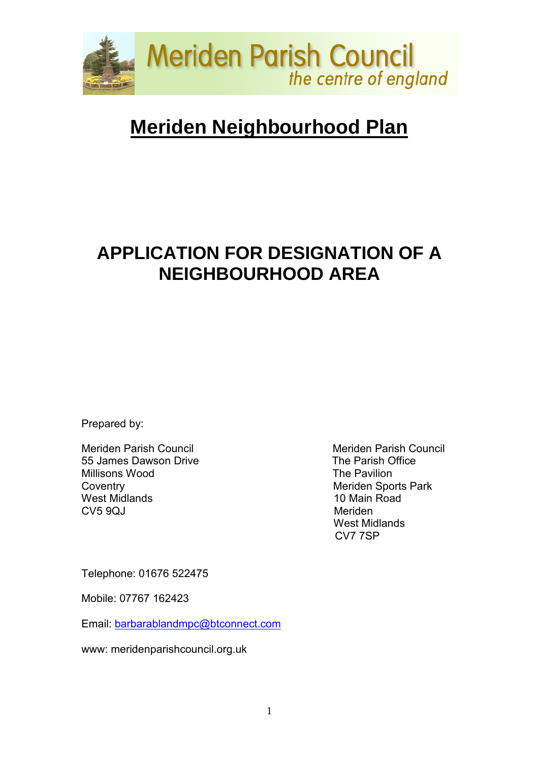Meriden Parish Council
*the centre of england*

# Meriden Neighbourhood Plan

## APPLICATION FOR DESIGNATION OF A NEIGHBOURHOOD AREA

Prepared by:

Meriden Parish Council
55 James Dawson Drive
Millisons Wood
Coventry
West Midlands
CV5 9QJ

Meriden Parish Council
The Parish Office
The Pavilion
Meriden Sports Park
10 Main Road
Meriden
West Midlands
CV7 7SP

Telephone: 01676 522475

Mobile: 07767 162423

Email: barbarablandmpc@btconnect.com

www: meridenparishcouncil.org.uk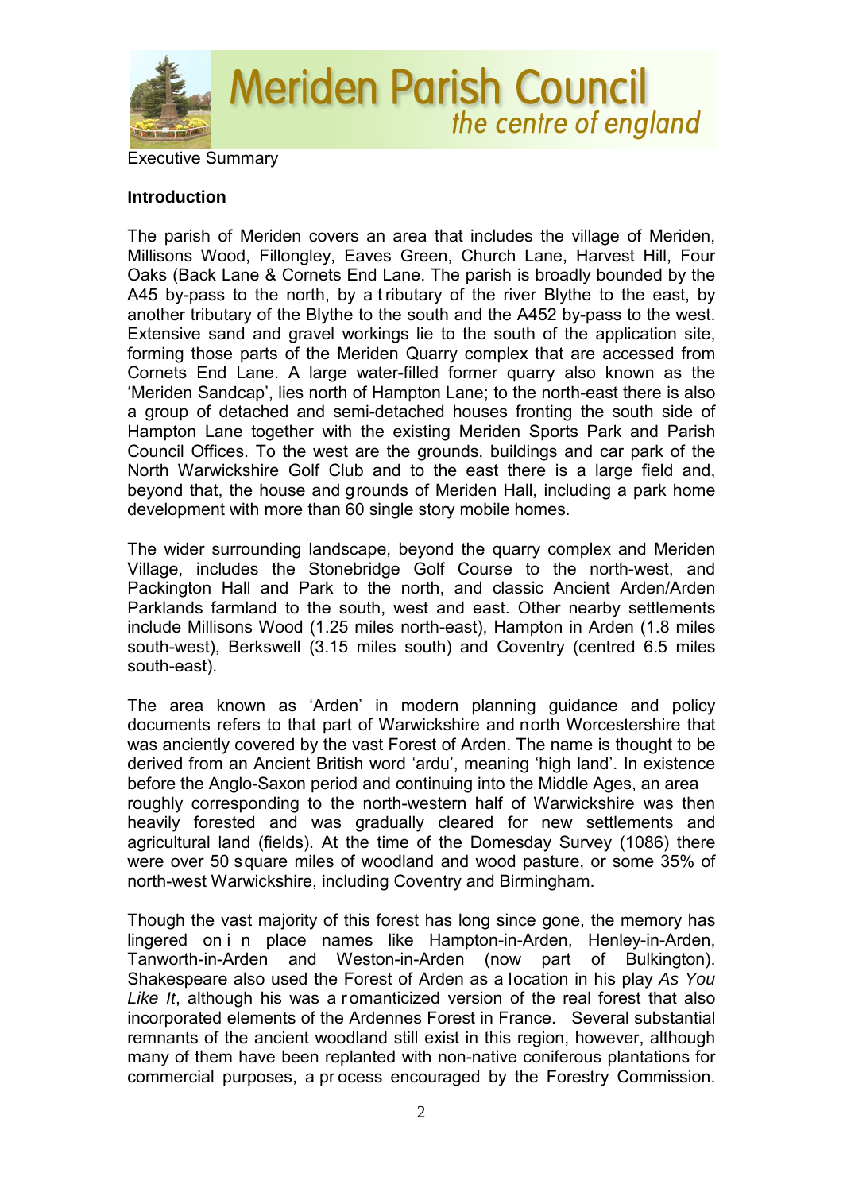Executive Summary

**Introduction**

The parish of Meriden covers an area that includes the village of Meriden, Millisons Wood, Fillongley, Eaves Green, Church Lane, Harvest Hill, Four Oaks (Back Lane & Cornets End Lane. The parish is broadly bounded by the A45 by-pass to the north, by a tributary of the river Blythe to the east, by another tributary of the Blythe to the south and the A452 by-pass to the west. Extensive sand and gravel workings lie to the south of the application site, forming those parts of the Meriden Quarry complex that are accessed from Cornets End Lane. A large water-filled former quarry also known as the 'Meriden Sandcap', lies north of Hampton Lane; to the north-east there is also a group of detached and semi-detached houses fronting the south side of Hampton Lane together with the existing Meriden Sports Park and Parish Council Offices. To the west are the grounds, buildings and car park of the North Warwickshire Golf Club and to the east there is a large field and, beyond that, the house and grounds of Meriden Hall, including a park home development with more than 60 single story mobile homes.

The wider surrounding landscape, beyond the quarry complex and Meriden Village, includes the Stonebridge Golf Course to the north-west, and Packington Hall and Park to the north, and classic Ancient Arden/Arden Parklands farmland to the south, west and east. Other nearby settlements include Millisons Wood (1.25 miles north-east), Hampton in Arden (1.8 miles south-west), Berkswell (3.15 miles south) and Coventry (centred 6.5 miles south-east).

The area known as 'Arden' in modern planning guidance and policy documents refers to that part of Warwickshire and north Worcestershire that was anciently covered by the vast Forest of Arden. The name is thought to be derived from an Ancient British word 'ardu', meaning 'high land'. In existence before the Anglo-Saxon period and continuing into the Middle Ages, an area roughly corresponding to the north-western half of Warwickshire was then heavily forested and was gradually cleared for new settlements and agricultural land (fields). At the time of the Domesday Survey (1086) there were over 50 square miles of woodland and wood pasture, or some 35% of north-west Warwickshire, including Coventry and Birmingham.

Though the vast majority of this forest has long since gone, the memory has lingered on in place names like Hampton-in-Arden, Henley-in-Arden, Tanworth-in-Arden and Weston-in-Arden (now part of Bulkington). Shakespeare also used the Forest of Arden as a location in his play *As You Like It*, although his was a romanticized version of the real forest that also incorporated elements of the Ardennes Forest in France. Several substantial remnants of the ancient woodland still exist in this region, however, although many of them have been replanted with non-native coniferous plantations for commercial purposes, a process encouraged by the Forestry Commission.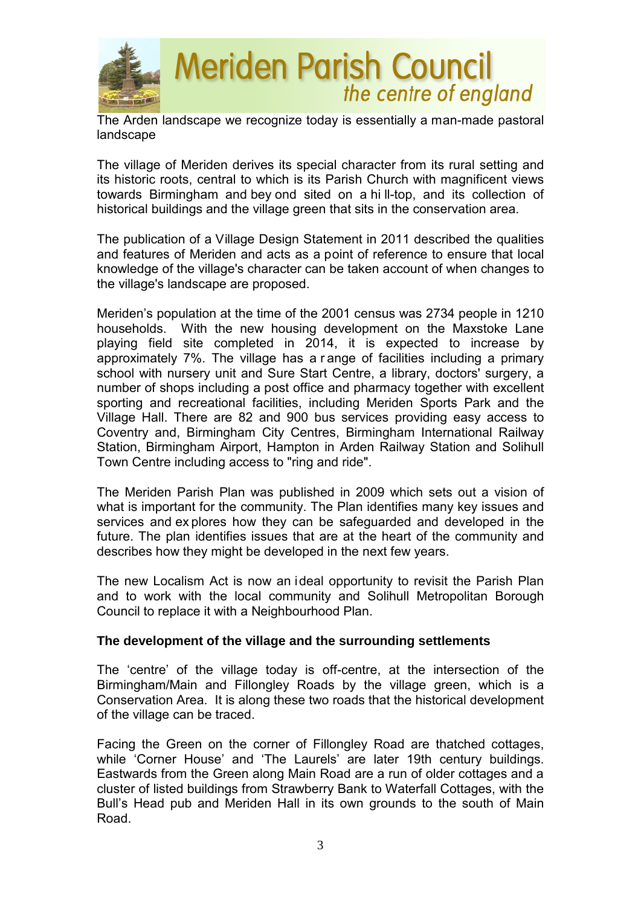The Arden landscape we recognize today is essentially a man-made pastoral landscape

The village of Meriden derives its special character from its rural setting and its historic roots, central to which is its Parish Church with magnificent views towards Birmingham and beyond sited on a hill-top, and its collection of historical buildings and the village green that sits in the conservation area.

The publication of a Village Design Statement in 2011 described the qualities and features of Meriden and acts as a point of reference to ensure that local knowledge of the village's character can be taken account of when changes to the village's landscape are proposed.

Meriden's population at the time of the 2001 census was 2734 people in 1210 households. With the new housing development on the Maxstoke Lane playing field site completed in 2014, it is expected to increase by approximately 7%. The village has a range of facilities including a primary school with nursery unit and Sure Start Centre, a library, doctors' surgery, a number of shops including a post office and pharmacy together with excellent sporting and recreational facilities, including Meriden Sports Park and the Village Hall. There are 82 and 900 bus services providing easy access to Coventry and, Birmingham City Centres, Birmingham International Railway Station, Birmingham Airport, Hampton in Arden Railway Station and Solihull Town Centre including access to "ring and ride".

The Meriden Parish Plan was published in 2009 which sets out a vision of what is important for the community. The Plan identifies many key issues and services and explores how they can be safeguarded and developed in the future. The plan identifies issues that are at the heart of the community and describes how they might be developed in the next few years.

The new Localism Act is now an ideal opportunity to revisit the Parish Plan and to work with the local community and Solihull Metropolitan Borough Council to replace it with a Neighbourhood Plan.

**The development of the village and the surrounding settlements**

The 'centre' of the village today is off-centre, at the intersection of the Birmingham/Main and Fillongley Roads by the village green, which is a Conservation Area. It is along these two roads that the historical development of the village can be traced.

Facing the Green on the corner of Fillongley Road are thatched cottages, while 'Corner House' and 'The Laurels' are later 19th century buildings. Eastwards from the Green along Main Road are a run of older cottages and a cluster of listed buildings from Strawberry Bank to Waterfall Cottages, with the Bull's Head pub and Meriden Hall in its own grounds to the south of Main Road.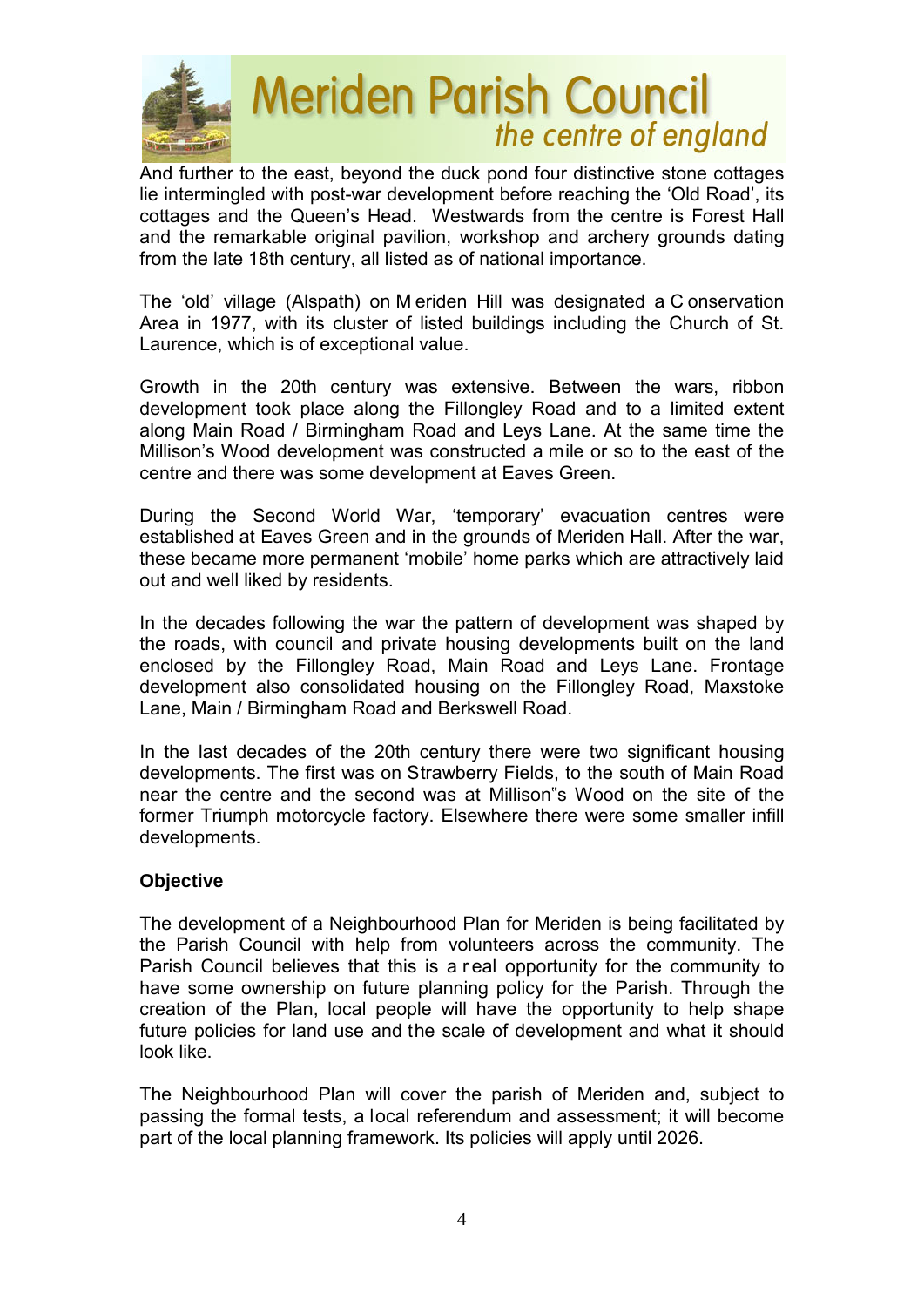And further to the east, beyond the duck pond four distinctive stone cottages lie intermingled with post-war development before reaching the 'Old Road', its cottages and the Queen's Head. Westwards from the centre is Forest Hall and the remarkable original pavilion, workshop and archery grounds dating from the late 18th century, all listed as of national importance.

The 'old' village (Alspath) on Meriden Hill was designated a Conservation Area in 1977, with its cluster of listed buildings including the Church of St. Laurence, which is of exceptional value.

Growth in the 20th century was extensive. Between the wars, ribbon development took place along the Fillongley Road and to a limited extent along Main Road / Birmingham Road and Leys Lane. At the same time the Millison's Wood development was constructed a mile or so to the east of the centre and there was some development at Eaves Green.

During the Second World War, 'temporary' evacuation centres were established at Eaves Green and in the grounds of Meriden Hall. After the war, these became more permanent 'mobile' home parks which are attractively laid out and well liked by residents.

In the decades following the war the pattern of development was shaped by the roads, with council and private housing developments built on the land enclosed by the Fillongley Road, Main Road and Leys Lane. Frontage development also consolidated housing on the Fillongley Road, Maxstoke Lane, Main / Birmingham Road and Berkswell Road.

In the last decades of the 20th century there were two significant housing developments. The first was on Strawberry Fields, to the south of Main Road near the centre and the second was at Millison"s Wood on the site of the former Triumph motorcycle factory. Elsewhere there were some smaller infill developments.

**Objective**

The development of a Neighbourhood Plan for Meriden is being facilitated by the Parish Council with help from volunteers across the community. The Parish Council believes that this is a real opportunity for the community to have some ownership on future planning policy for the Parish. Through the creation of the Plan, local people will have the opportunity to help shape future policies for land use and the scale of development and what it should look like.

The Neighbourhood Plan will cover the parish of Meriden and, subject to passing the formal tests, a local referendum and assessment; it will become part of the local planning framework. Its policies will apply until 2026.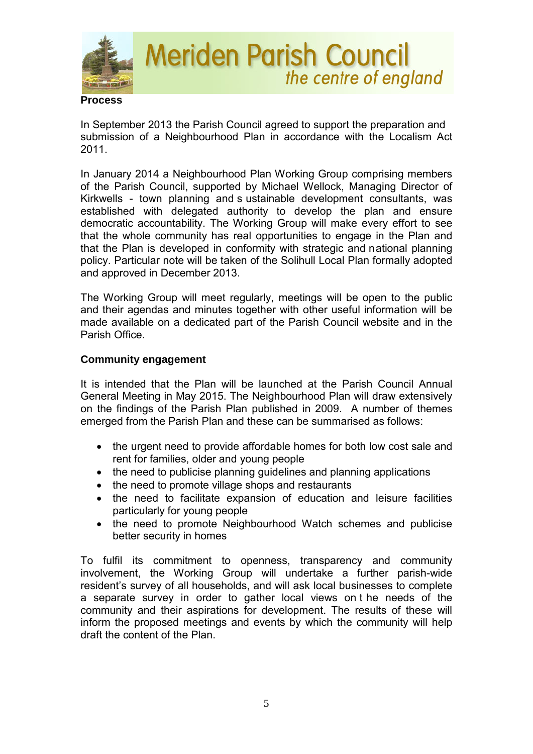## Process

In September 2013 the Parish Council agreed to support the preparation and submission of a Neighbourhood Plan in accordance with the Localism Act 2011.

In January 2014 a Neighbourhood Plan Working Group comprising members of the Parish Council, supported by Michael Wellock, Managing Director of Kirkwells - town planning and sustainable development consultants, was established with delegated authority to develop the plan and ensure democratic accountability. The Working Group will make every effort to see that the whole community has real opportunities to engage in the Plan and that the Plan is developed in conformity with strategic and national planning policy. Particular note will be taken of the Solihull Local Plan formally adopted and approved in December 2013.

The Working Group will meet regularly, meetings will be open to the public and their agendas and minutes together with other useful information will be made available on a dedicated part of the Parish Council website and in the Parish Office.

## Community engagement

It is intended that the Plan will be launched at the Parish Council Annual General Meeting in May 2015. The Neighbourhood Plan will draw extensively on the findings of the Parish Plan published in 2009. A number of themes emerged from the Parish Plan and these can be summarised as follows:

- the urgent need to provide affordable homes for both low cost sale and rent for families, older and young people
- the need to publicise planning guidelines and planning applications
- the need to promote village shops and restaurants
- the need to facilitate expansion of education and leisure facilities particularly for young people
- the need to promote Neighbourhood Watch schemes and publicise better security in homes

To fulfil its commitment to openness, transparency and community involvement, the Working Group will undertake a further parish-wide resident's survey of all households, and will ask local businesses to complete a separate survey in order to gather local views on the needs of the community and their aspirations for development. The results of these will inform the proposed meetings and events by which the community will help draft the content of the Plan.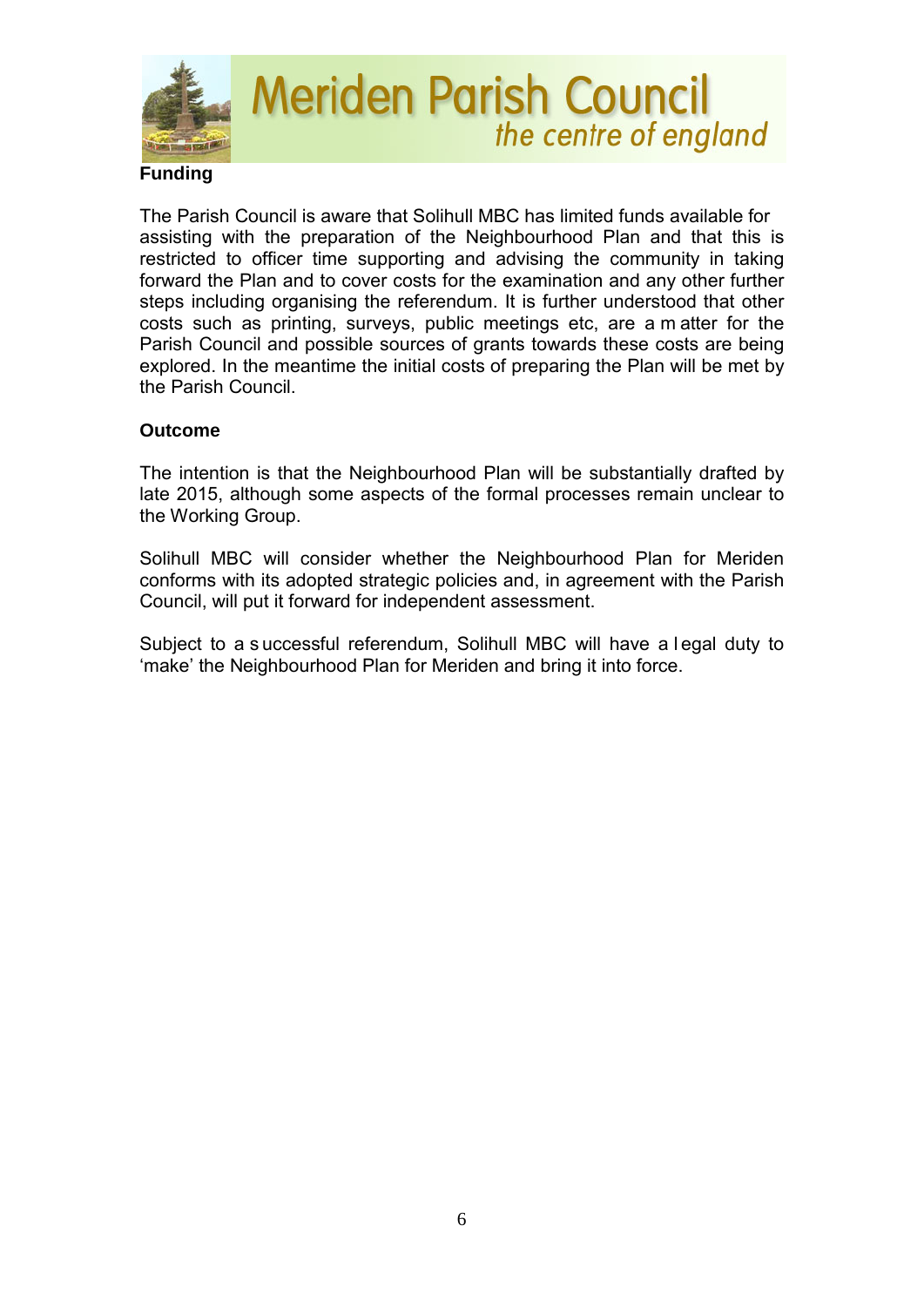## Funding

The Parish Council is aware that Solihull MBC has limited funds available for assisting with the preparation of the Neighbourhood Plan and that this is restricted to officer time supporting and advising the community in taking forward the Plan and to cover costs for the examination and any other further steps including organising the referendum. It is further understood that other costs such as printing, surveys, public meetings etc, are a matter for the Parish Council and possible sources of grants towards these costs are being explored. In the meantime the initial costs of preparing the Plan will be met by the Parish Council.

## Outcome

The intention is that the Neighbourhood Plan will be substantially drafted by late 2015, although some aspects of the formal processes remain unclear to the Working Group.

Solihull MBC will consider whether the Neighbourhood Plan for Meriden conforms with its adopted strategic policies and, in agreement with the Parish Council, will put it forward for independent assessment.

Subject to a successful referendum, Solihull MBC will have a legal duty to 'make' the Neighbourhood Plan for Meriden and bring it into force.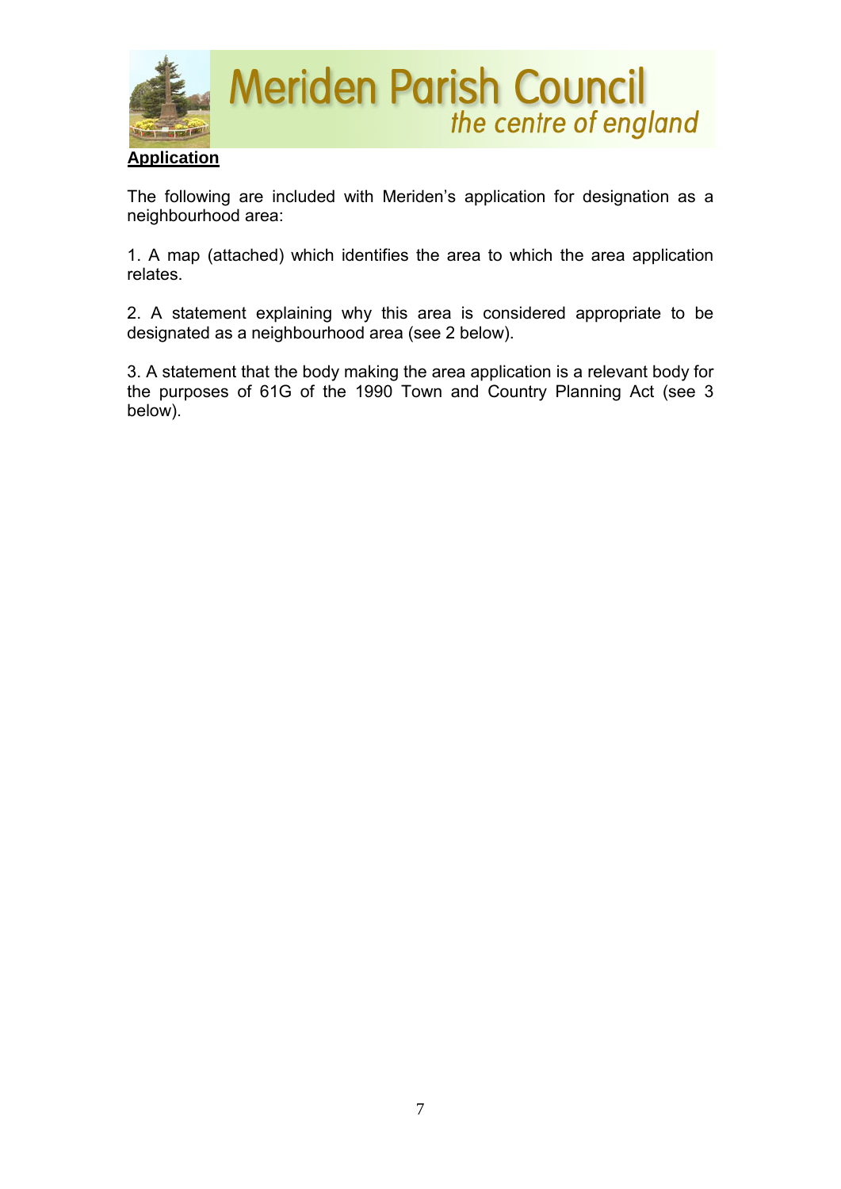## Application

The following are included with Meriden's application for designation as a neighbourhood area:

1. A map (attached) which identifies the area to which the area application relates.

2. A statement explaining why this area is considered appropriate to be designated as a neighbourhood area (see 2 below).

3. A statement that the body making the area application is a relevant body for the purposes of 61G of the 1990 Town and Country Planning Act (see 3 below).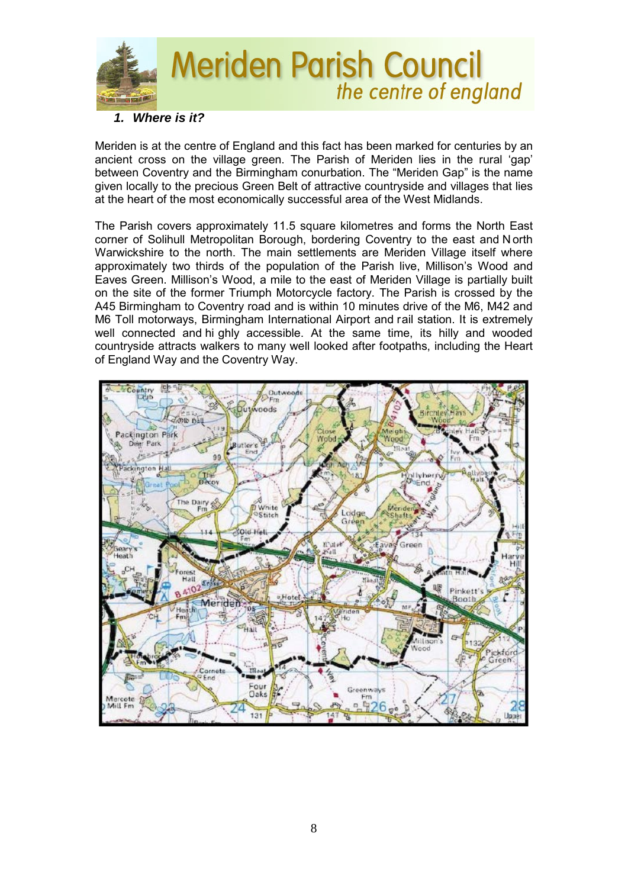### 1. Where is it?

Meriden is at the centre of England and this fact has been marked for centuries by an ancient cross on the village green. The Parish of Meriden lies in the rural 'gap' between Coventry and the Birmingham conurbation. The "Meriden Gap" is the name given locally to the precious Green Belt of attractive countryside and villages that lies at the heart of the most economically successful area of the West Midlands.

The Parish covers approximately 11.5 square kilometres and forms the North East corner of Solihull Metropolitan Borough, bordering Coventry to the east and North Warwickshire to the north. The main settlements are Meriden Village itself where approximately two thirds of the population of the Parish live, Millison's Wood and Eaves Green. Millison's Wood, a mile to the east of Meriden Village is partially built on the site of the former Triumph Motorcycle factory. The Parish is crossed by the A45 Birmingham to Coventry road and is within 10 minutes drive of the M6, M42 and M6 Toll motorways, Birmingham International Airport and rail station. It is extremely well connected and highly accessible. At the same time, its hilly and wooded countryside attracts walkers to many well looked after footpaths, including the Heart of England Way and the Coventry Way.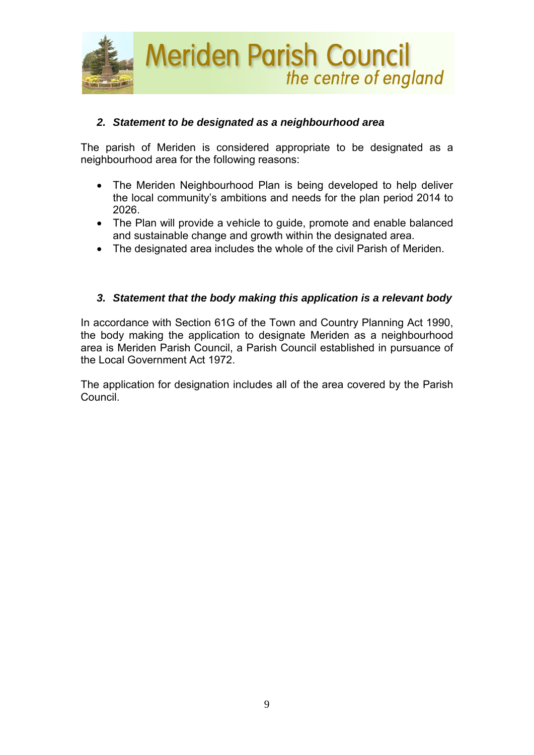## 2. *Statement to be designated as a neighbourhood area*

The parish of Meriden is considered appropriate to be designated as a neighbourhood area for the following reasons:

- The Meriden Neighbourhood Plan is being developed to help deliver the local community's ambitions and needs for the plan period 2014 to 2026.
- The Plan will provide a vehicle to guide, promote and enable balanced and sustainable change and growth within the designated area.
- The designated area includes the whole of the civil Parish of Meriden.

## 3. *Statement that the body making this application is a relevant body*

In accordance with Section 61G of the Town and Country Planning Act 1990, the body making the application to designate Meriden as a neighbourhood area is Meriden Parish Council, a Parish Council established in pursuance of the Local Government Act 1972.

The application for designation includes all of the area covered by the Parish Council.